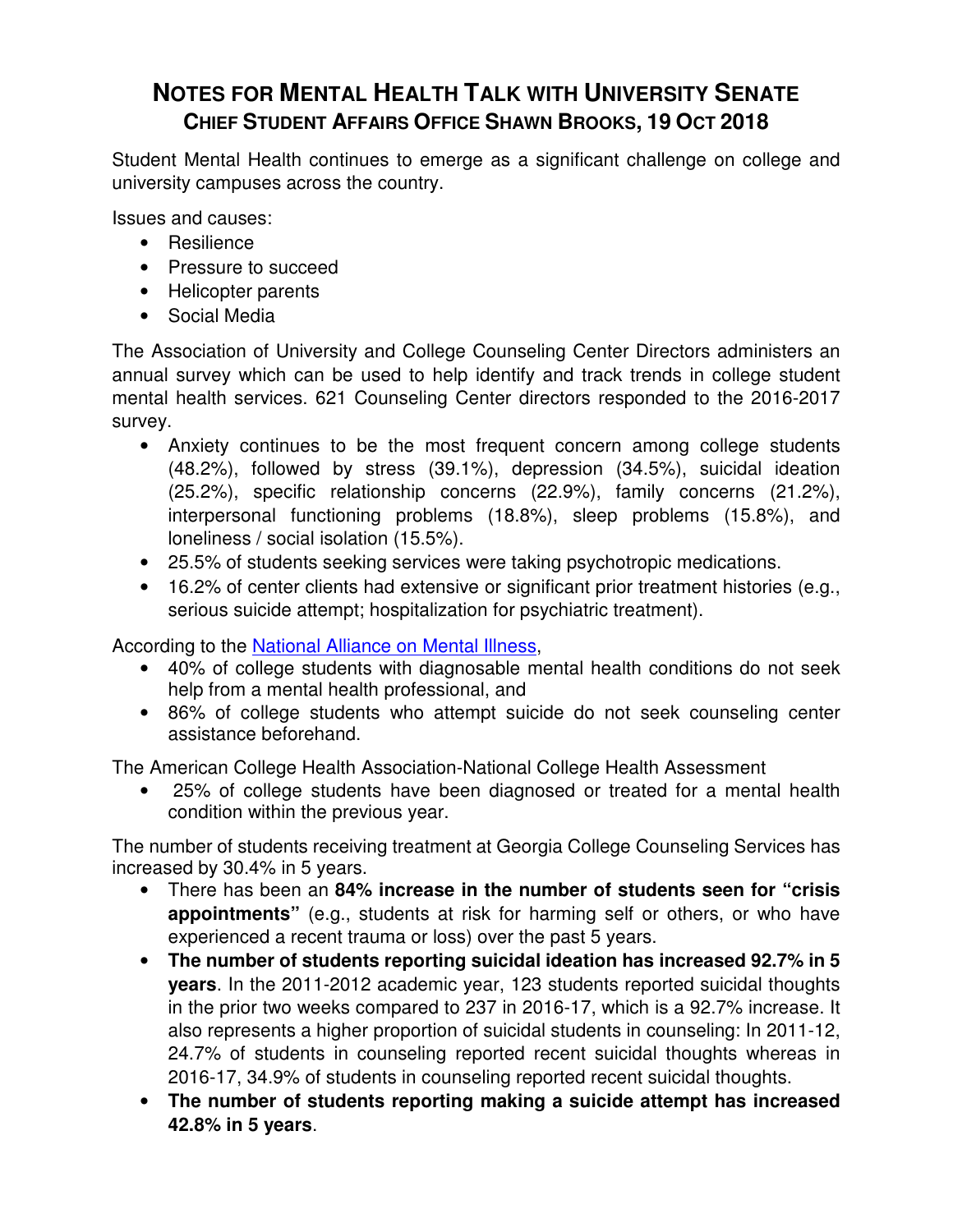# NOTES FOR MENTAL HEALTH TALK WITH UNIVERSITY SENATE

## CHIEF STUDENT AFFAIRS OFFICE SHAWN BROOKS, 19 OCT 2018

Student Mental Health continues to emerge as a significant challenge on college and university campuses across the country.

Issues and causes:

- Resilience
- Pressure to succeed
- Helicopter parents
- Social Media

The Association of University and College Counseling Center Directors administers an annual survey which can be used to help identify and track trends in college student mental health services. 621 Counseling Center directors responded to the 2016-2017 survey.

- Anxiety continues to be the most frequent concern among college students (48.2%), followed by stress (39.1%), depression (34.5%), suicidal ideation (25.2%), specific relationship concerns (22.9%), family concerns (21.2%), interpersonal functioning problems (18.8%), sleep problems (15.8%), and loneliness / social isolation (15.5%).
- 25.5% of students seeking services were taking psychotropic medications.
- 16.2% of center clients had extensive or significant prior treatment histories (e.g., serious suicide attempt; hospitalization for psychiatric treatment).

According to the National Alliance on Mental Illness,

- 40% of college students with diagnosable mental health conditions do not seek help from a mental health professional, and
- 86% of college students who attempt suicide do not seek counseling center assistance beforehand.

The American College Health Association-National College Health Assessment

- 25% of college students have been diagnosed or treated for a mental health condition within the previous year.

The number of students receiving treatment at Georgia College Counseling Services has increased by 30.4% in 5 years.

- There has been an **84% increase in the number of students seen for "crisis appointments"** (e.g., students at risk for harming self or others, or who have experienced a recent trauma or loss) over the past 5 years.
- **The number of students reporting suicidal ideation has increased 92.7% in 5 years**. In the 2011-2012 academic year, 123 students reported suicidal thoughts in the prior two weeks compared to 237 in 2016-17, which is a 92.7% increase. It also represents a higher proportion of suicidal students in counseling: In 2011-12, 24.7% of students in counseling reported recent suicidal thoughts whereas in 2016-17, 34.9% of students in counseling reported recent suicidal thoughts.
- **The number of students reporting making a suicide attempt has increased 42.8% in 5 years**.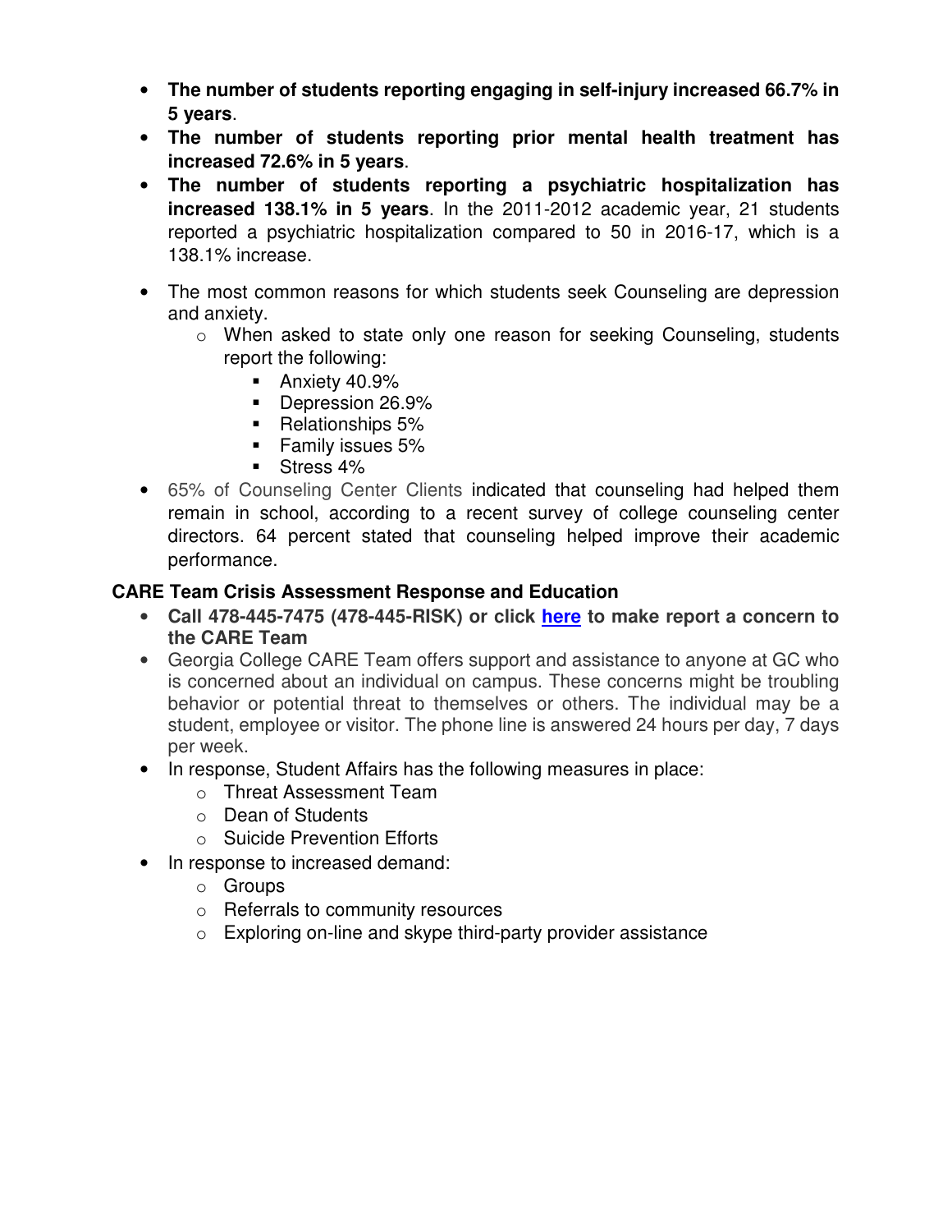- **The number of students reporting engaging in self-injury increased 66.7% in 5 years**.
- **The number of students reporting prior mental health treatment has increased 72.6% in 5 years**.
- **The number of students reporting a psychiatric hospitalization has increased 138.1% in 5 years**. In the 2011-2012 academic year, 21 students reported a psychiatric hospitalization compared to 50 in 2016-17, which is a 138.1% increase.

- The most common reasons for which students seek Counseling are depression and anxiety.
  - When asked to state only one reason for seeking Counseling, students report the following:
    - Anxiety 40.9%
    - Depression 26.9%
    - Relationships 5%
    - Family issues 5%
    - Stress 4%
- 65% of Counseling Center Clients indicated that counseling had helped them remain in school, according to a recent survey of college counseling center directors. 64 percent stated that counseling helped improve their academic performance.

**CARE Team Crisis Assessment Response and Education**

- **Call 478-445-7475 (478-445-RISK) or click here to make report a concern to the CARE Team**
- Georgia College CARE Team offers support and assistance to anyone at GC who is concerned about an individual on campus. These concerns might be troubling behavior or potential threat to themselves or others. The individual may be a student, employee or visitor. The phone line is answered 24 hours per day, 7 days per week.
- In response, Student Affairs has the following measures in place:
  - Threat Assessment Team
  - Dean of Students
  - Suicide Prevention Efforts
- In response to increased demand:
  - Groups
  - Referrals to community resources
  - Exploring on-line and skype third-party provider assistance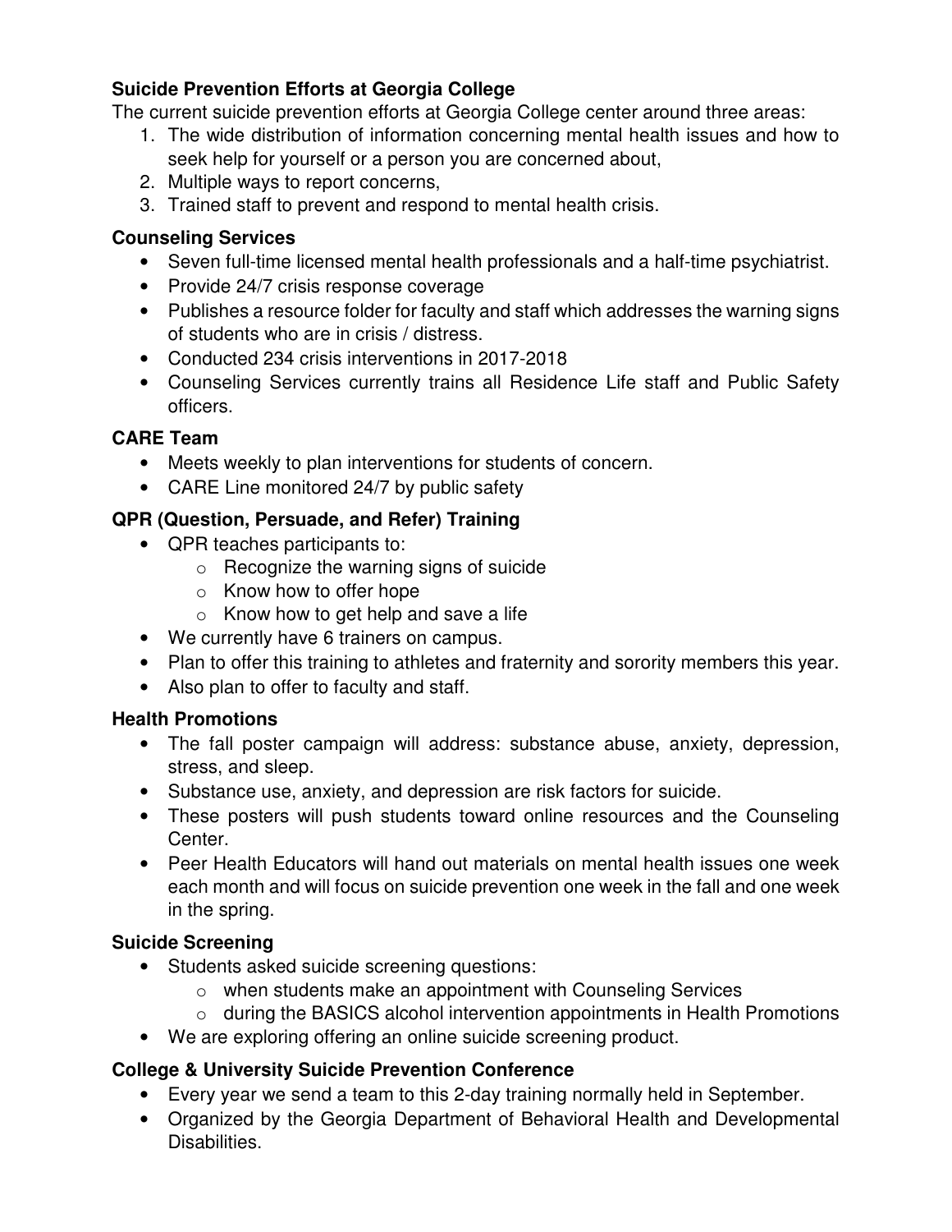**Suicide Prevention Efforts at Georgia College**

The current suicide prevention efforts at Georgia College center around three areas:

1. The wide distribution of information concerning mental health issues and how to seek help for yourself or a person you are concerned about,
2. Multiple ways to report concerns,
3. Trained staff to prevent and respond to mental health crisis.

**Counseling Services**

- Seven full-time licensed mental health professionals and a half-time psychiatrist.
- Provide 24/7 crisis response coverage
- Publishes a resource folder for faculty and staff which addresses the warning signs of students who are in crisis / distress.
- Conducted 234 crisis interventions in 2017-2018
- Counseling Services currently trains all Residence Life staff and Public Safety officers.

**CARE Team**

- Meets weekly to plan interventions for students of concern.
- CARE Line monitored 24/7 by public safety

**QPR (Question, Persuade, and Refer) Training**

- QPR teaches participants to:
  - Recognize the warning signs of suicide
  - Know how to offer hope
  - Know how to get help and save a life
- We currently have 6 trainers on campus.
- Plan to offer this training to athletes and fraternity and sorority members this year.
- Also plan to offer to faculty and staff.

**Health Promotions**

- The fall poster campaign will address: substance abuse, anxiety, depression, stress, and sleep.
- Substance use, anxiety, and depression are risk factors for suicide.
- These posters will push students toward online resources and the Counseling Center.
- Peer Health Educators will hand out materials on mental health issues one week each month and will focus on suicide prevention one week in the fall and one week in the spring.

**Suicide Screening**

- Students asked suicide screening questions:
  - when students make an appointment with Counseling Services
  - during the BASICS alcohol intervention appointments in Health Promotions
- We are exploring offering an online suicide screening product.

**College & University Suicide Prevention Conference**

- Every year we send a team to this 2-day training normally held in September.
- Organized by the Georgia Department of Behavioral Health and Developmental Disabilities.